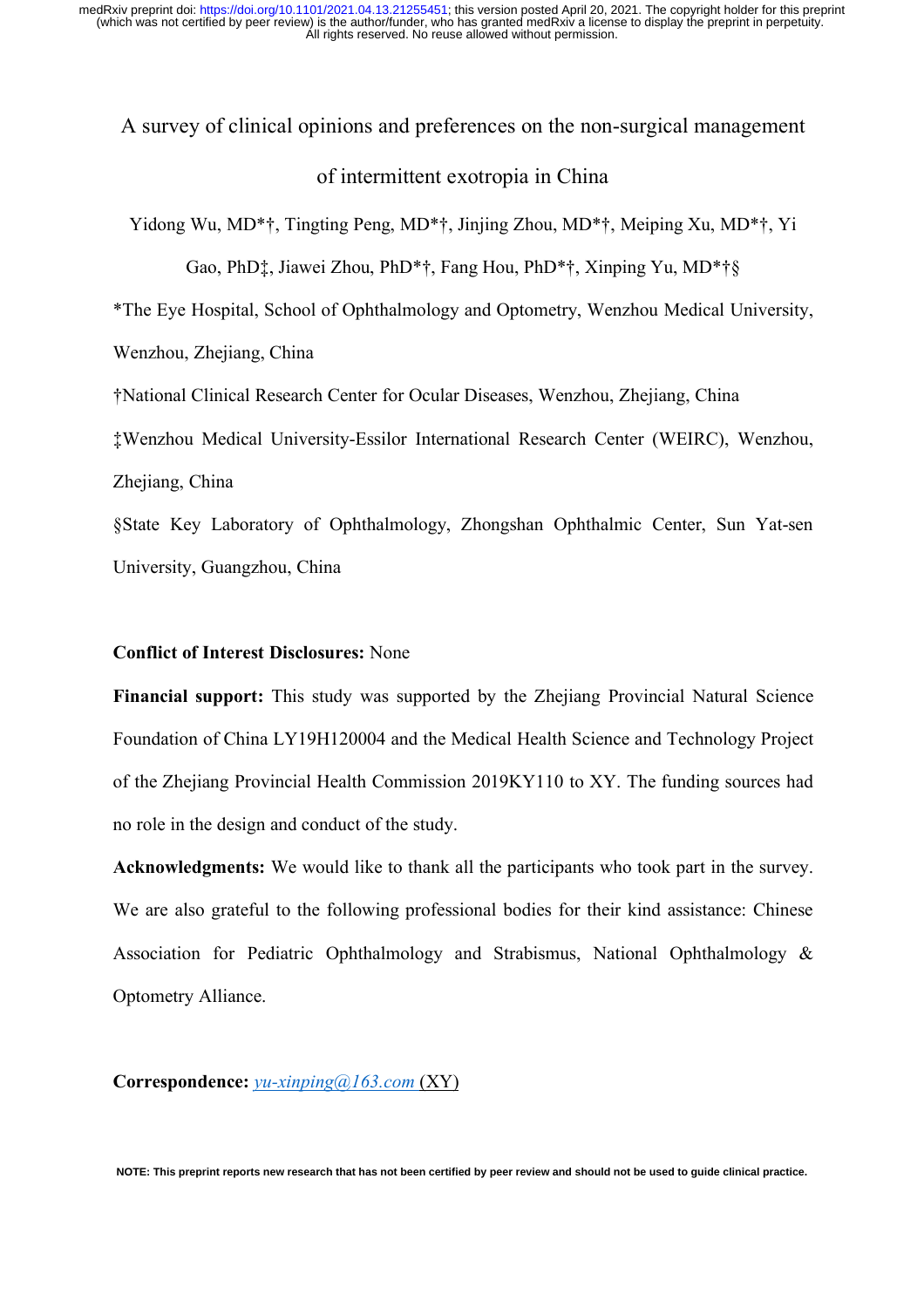# A survey of clinical opinions and preferences on the non-surgical management of intermittent exotropia in China

Yidong Wu, MD*†, Tingting Peng, MD*†, Jinjing Zhou, MD*†, Meiping Xu, MD*†, Yi Gao, PhD‡, Jiawei Zhou, PhD*†, Fang Hou, PhD*†, Xinping Yu, MD*†§

*The Eye Hospital, School of Ophthalmology and Optometry, Wenzhou Medical University, Wenzhou, Zhejiang, China

†National Clinical Research Center for Ocular Diseases, Wenzhou, Zhejiang, China

‡Wenzhou Medical University-Essilor International Research Center (WEIRC), Wenzhou, Zhejiang, China

§State Key Laboratory of Ophthalmology, Zhongshan Ophthalmic Center, Sun Yat-sen University, Guangzhou, China

**Conflict of Interest Disclosures:** None

**Financial support:** This study was supported by the Zhejiang Provincial Natural Science Foundation of China LY19H120004 and the Medical Health Science and Technology Project of the Zhejiang Provincial Health Commission 2019KY110 to XY. The funding sources had no role in the design and conduct of the study.

**Acknowledgments:** We would like to thank all the participants who took part in the survey. We are also grateful to the following professional bodies for their kind assistance: Chinese Association for Pediatric Ophthalmology and Strabismus, National Ophthalmology & Optometry Alliance.

**Correspondence:** *yu-xinping@163.com* (XY)

**NOTE: This preprint reports new research that has not been certified by peer review and should not be used to guide clinical practice.**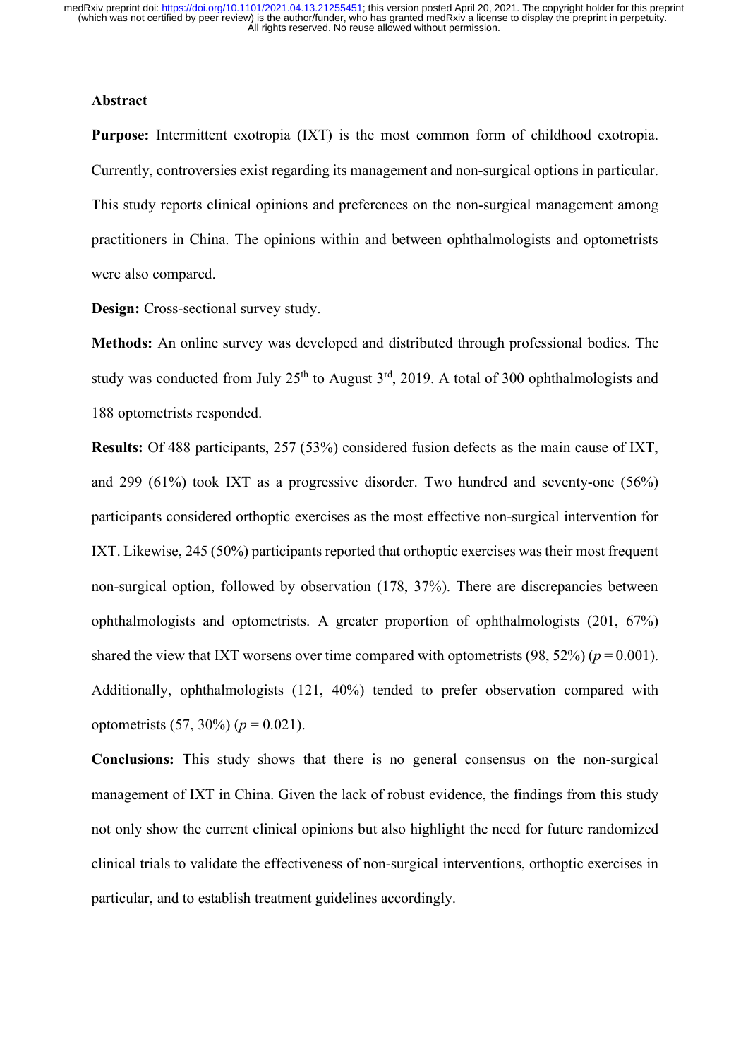## Abstract

**Purpose:** Intermittent exotropia (IXT) is the most common form of childhood exotropia. Currently, controversies exist regarding its management and non-surgical options in particular. This study reports clinical opinions and preferences on the non-surgical management among practitioners in China. The opinions within and between ophthalmologists and optometrists were also compared.

**Design:** Cross-sectional survey study.

**Methods:** An online survey was developed and distributed through professional bodies. The study was conducted from July 25th to August 3rd, 2019. A total of 300 ophthalmologists and 188 optometrists responded.

**Results:** Of 488 participants, 257 (53%) considered fusion defects as the main cause of IXT, and 299 (61%) took IXT as a progressive disorder. Two hundred and seventy-one (56%) participants considered orthoptic exercises as the most effective non-surgical intervention for IXT. Likewise, 245 (50%) participants reported that orthoptic exercises was their most frequent non-surgical option, followed by observation (178, 37%). There are discrepancies between ophthalmologists and optometrists. A greater proportion of ophthalmologists (201, 67%) shared the view that IXT worsens over time compared with optometrists (98, 52%) ($p = 0.001$). Additionally, ophthalmologists (121, 40%) tended to prefer observation compared with optometrists (57, 30%) ($p = 0.021$).

**Conclusions:** This study shows that there is no general consensus on the non-surgical management of IXT in China. Given the lack of robust evidence, the findings from this study not only show the current clinical opinions but also highlight the need for future randomized clinical trials to validate the effectiveness of non-surgical interventions, orthoptic exercises in particular, and to establish treatment guidelines accordingly.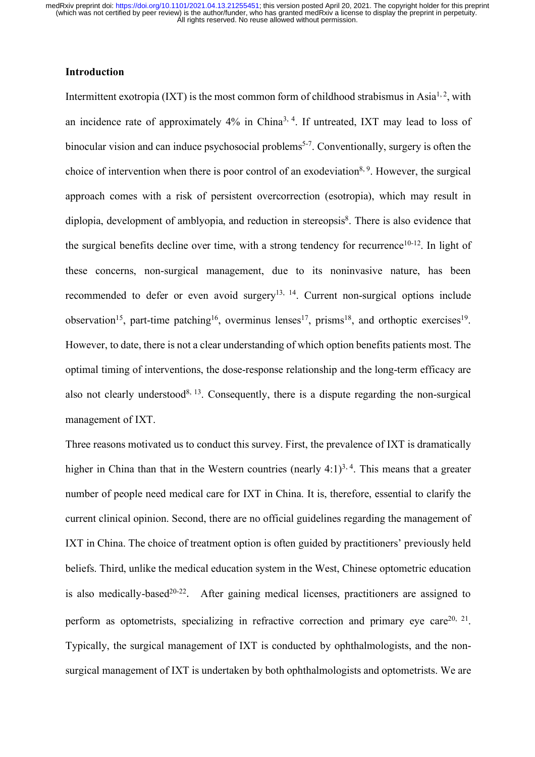## Introduction

Intermittent exotropia (IXT) is the most common form of childhood strabismus in Asia[1, 2], with an incidence rate of approximately 4% in China[3, 4]. If untreated, IXT may lead to loss of binocular vision and can induce psychosocial problems[5-7]. Conventionally, surgery is often the choice of intervention when there is poor control of an exodeviation[8, 9]. However, the surgical approach comes with a risk of persistent overcorrection (esotropia), which may result in diplopia, development of amblyopia, and reduction in stereopsis[8]. There is also evidence that the surgical benefits decline over time, with a strong tendency for recurrence[10-12]. In light of these concerns, non-surgical management, due to its noninvasive nature, has been recommended to defer or even avoid surgery[13, 14]. Current non-surgical options include observation[15], part-time patching[16], overminus lenses[17], prisms[18], and orthoptic exercises[19]. However, to date, there is not a clear understanding of which option benefits patients most. The optimal timing of interventions, the dose-response relationship and the long-term efficacy are also not clearly understood[8, 13]. Consequently, there is a dispute regarding the non-surgical management of IXT.

Three reasons motivated us to conduct this survey. First, the prevalence of IXT is dramatically higher in China than that in the Western countries (nearly 4:1)[3, 4]. This means that a greater number of people need medical care for IXT in China. It is, therefore, essential to clarify the current clinical opinion. Second, there are no official guidelines regarding the management of IXT in China. The choice of treatment option is often guided by practitioners' previously held beliefs. Third, unlike the medical education system in the West, Chinese optometric education is also medically-based[20-22]. After gaining medical licenses, practitioners are assigned to perform as optometrists, specializing in refractive correction and primary eye care[20, 21]. Typically, the surgical management of IXT is conducted by ophthalmologists, and the non-surgical management of IXT is undertaken by both ophthalmologists and optometrists. We are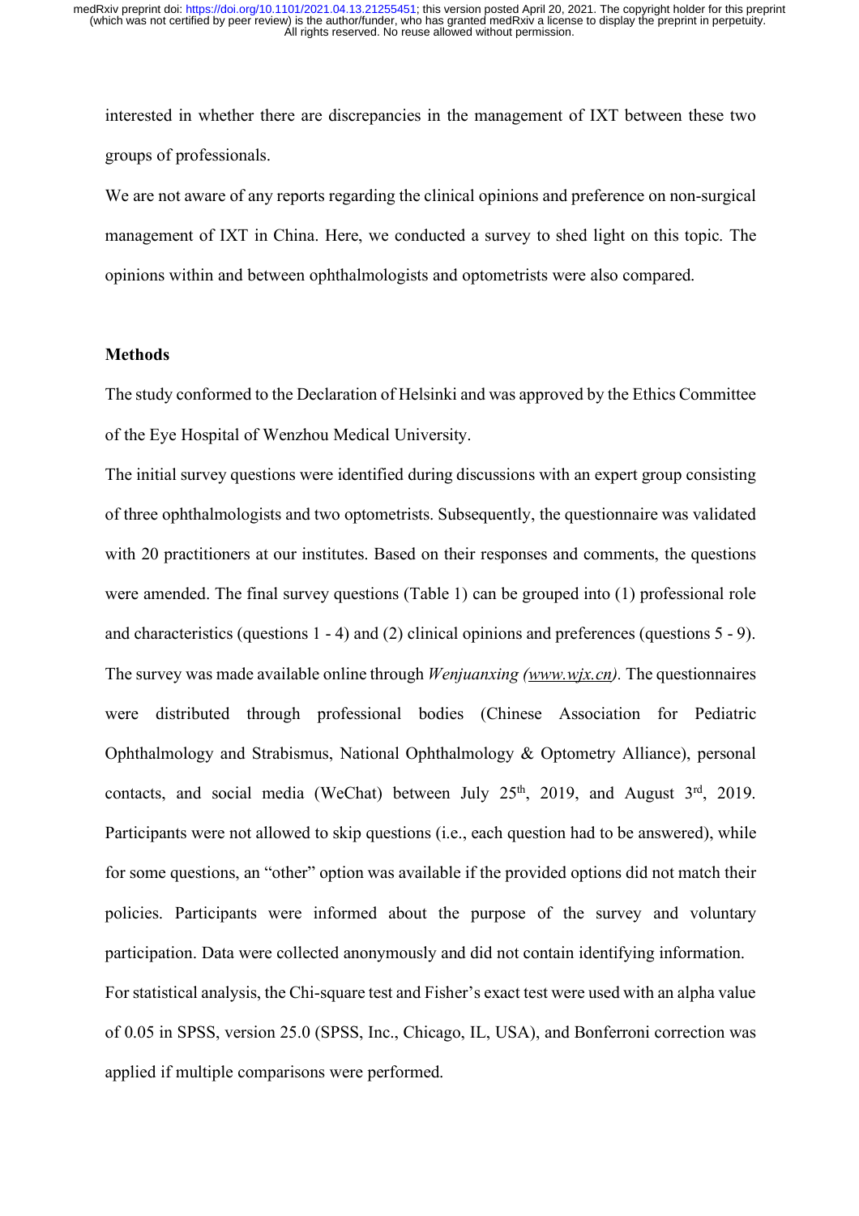interested in whether there are discrepancies in the management of IXT between these two groups of professionals.

We are not aware of any reports regarding the clinical opinions and preference on non-surgical management of IXT in China. Here, we conducted a survey to shed light on this topic. The opinions within and between ophthalmologists and optometrists were also compared.

## Methods

The study conformed to the Declaration of Helsinki and was approved by the Ethics Committee of the Eye Hospital of Wenzhou Medical University.

The initial survey questions were identified during discussions with an expert group consisting of three ophthalmologists and two optometrists. Subsequently, the questionnaire was validated with 20 practitioners at our institutes. Based on their responses and comments, the questions were amended. The final survey questions (Table 1) can be grouped into (1) professional role and characteristics (questions 1 - 4) and (2) clinical opinions and preferences (questions 5 - 9). The survey was made available online through *Wenjuanxing (www.wjx.cn).* The questionnaires were distributed through professional bodies (Chinese Association for Pediatric Ophthalmology and Strabismus, National Ophthalmology & Optometry Alliance), personal contacts, and social media (WeChat) between July 25th, 2019, and August 3rd, 2019. Participants were not allowed to skip questions (i.e., each question had to be answered), while for some questions, an "other" option was available if the provided options did not match their policies. Participants were informed about the purpose of the survey and voluntary participation. Data were collected anonymously and did not contain identifying information.

For statistical analysis, the Chi-square test and Fisher's exact test were used with an alpha value of 0.05 in SPSS, version 25.0 (SPSS, Inc., Chicago, IL, USA), and Bonferroni correction was applied if multiple comparisons were performed.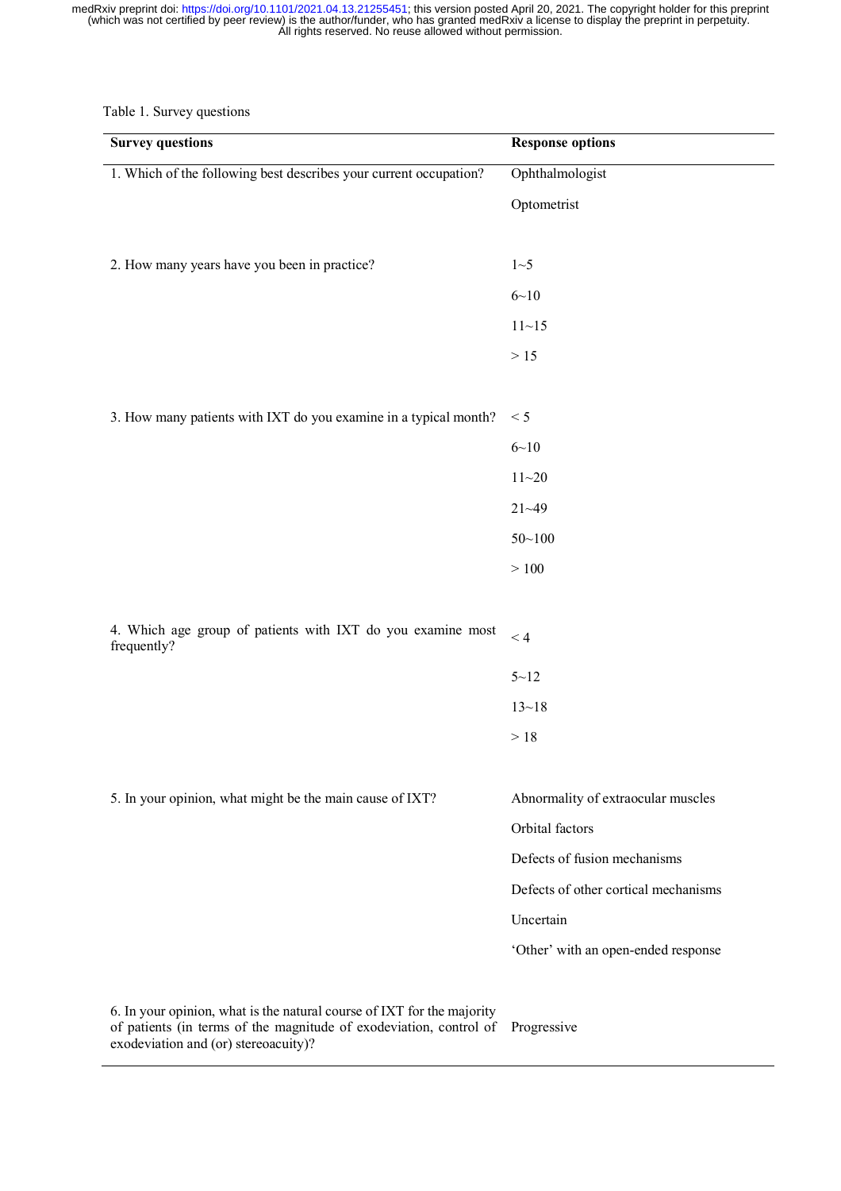Table 1. Survey questions

| Survey questions | Response options |
| --- | --- |
| 1. Which of the following best describes your current occupation? | Ophthalmologist |
| | Optometrist |
| 2. How many years have you been in practice? | 1~5 |
| | 6~10 |
| | 11~15 |
| | > 15 |
| 3. How many patients with IXT do you examine in a typical month? | < 5 |
| | 6~10 |
| | 11~20 |
| | 21~49 |
| | 50~100 |
| | > 100 |
| 4. Which age group of patients with IXT do you examine most frequently? | < 4 |
| | 5~12 |
| | 13~18 |
| | > 18 |
| 5. In your opinion, what might be the main cause of IXT? | Abnormality of extraocular muscles |
| | Orbital factors |
| | Defects of fusion mechanisms |
| | Defects of other cortical mechanisms |
| | Uncertain |
| | 'Other' with an open-ended response |
| 6. In your opinion, what is the natural course of IXT for the majority of patients (in terms of the magnitude of exodeviation, control of exodeviation and (or) stereoacuity)? | Progressive |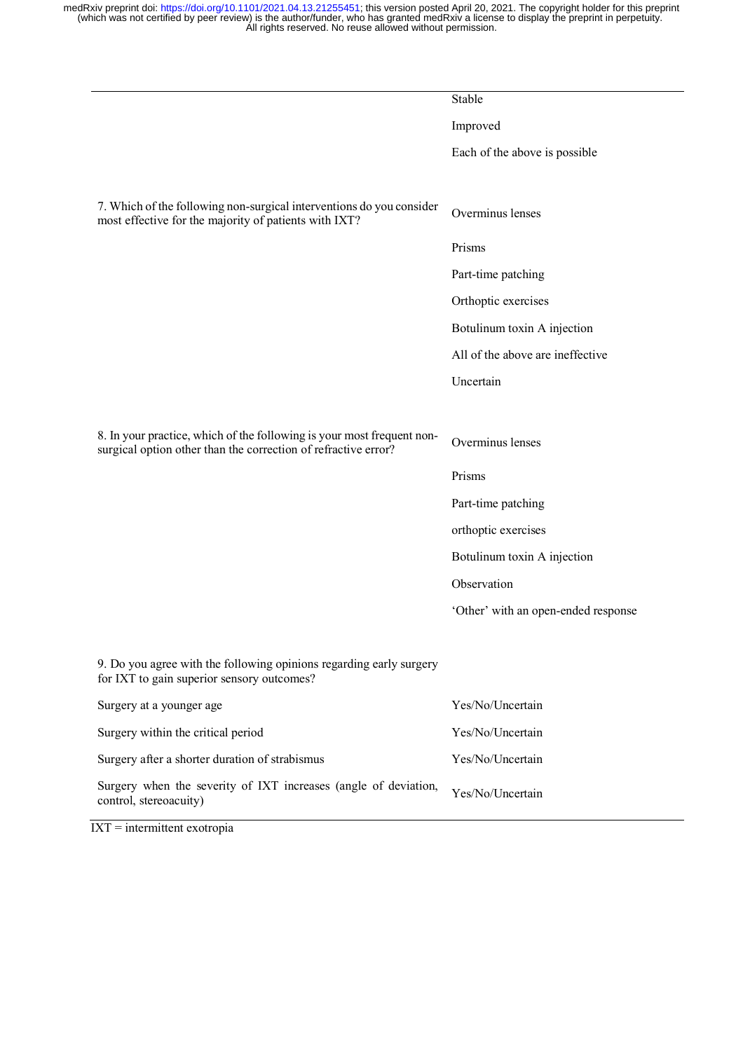| | |
|---|---|
| | Stable |
| | Improved |
| | Each of the above is possible |
| 7. Which of the following non-surgical interventions do you consider most effective for the majority of patients with IXT? | Overminus lenses |
| | Prisms |
| | Part-time patching |
| | Orthoptic exercises |
| | Botulinum toxin A injection |
| | All of the above are ineffective |
| | Uncertain |
| 8. In your practice, which of the following is your most frequent non-surgical option other than the correction of refractive error? | Overminus lenses |
| | Prisms |
| | Part-time patching |
| | orthoptic exercises |
| | Botulinum toxin A injection |
| | Observation |
| | 'Other' with an open-ended response |
| 9. Do you agree with the following opinions regarding early surgery for IXT to gain superior sensory outcomes? | |
| Surgery at a younger age | Yes/No/Uncertain |
| Surgery within the critical period | Yes/No/Uncertain |
| Surgery after a shorter duration of strabismus | Yes/No/Uncertain |
| Surgery when the severity of IXT increases (angle of deviation, control, stereoacuity) | Yes/No/Uncertain |

IXT = intermittent exotropia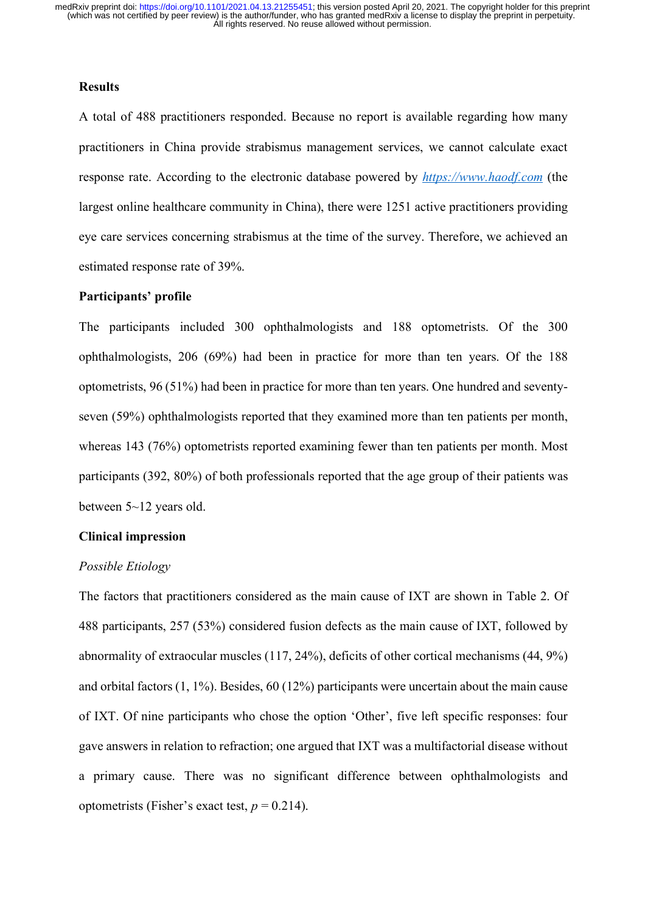### Results

A total of 488 practitioners responded. Because no report is available regarding how many practitioners in China provide strabismus management services, we cannot calculate exact response rate. According to the electronic database powered by [https://www.haodf.com](https://www.haodf.com) (the largest online healthcare community in China), there were 1251 active practitioners providing eye care services concerning strabismus at the time of the survey. Therefore, we achieved an estimated response rate of 39%.

### Participants' profile

The participants included 300 ophthalmologists and 188 optometrists. Of the 300 ophthalmologists, 206 (69%) had been in practice for more than ten years. Of the 188 optometrists, 96 (51%) had been in practice for more than ten years. One hundred and seventy-seven (59%) ophthalmologists reported that they examined more than ten patients per month, whereas 143 (76%) optometrists reported examining fewer than ten patients per month. Most participants (392, 80%) of both professionals reported that the age group of their patients was between 5~12 years old.

### Clinical impression

*Possible Etiology*

The factors that practitioners considered as the main cause of IXT are shown in Table 2. Of 488 participants, 257 (53%) considered fusion defects as the main cause of IXT, followed by abnormality of extraocular muscles (117, 24%), deficits of other cortical mechanisms (44, 9%) and orbital factors (1, 1%). Besides, 60 (12%) participants were uncertain about the main cause of IXT. Of nine participants who chose the option 'Other', five left specific responses: four gave answers in relation to refraction; one argued that IXT was a multifactorial disease without a primary cause. There was no significant difference between ophthalmologists and optometrists (Fisher's exact test, $p = 0.214$).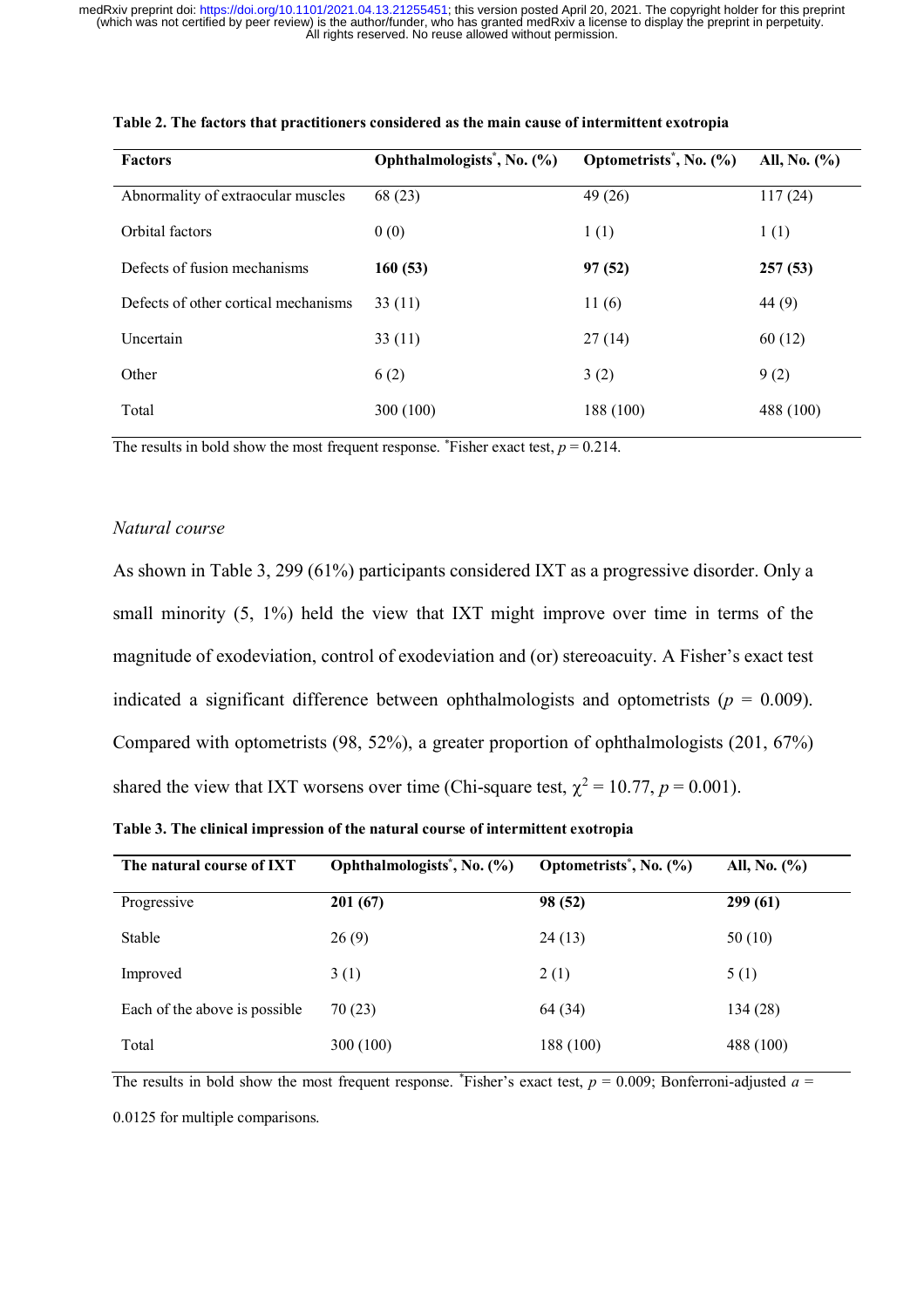**Table 2. The factors that practitioners considered as the main cause of intermittent exotropia**

| Factors | Ophthalmologists*, No. (%) | Optometrists*, No. (%) | All, No. (%) |
|---|---|---|---|
| Abnormality of extraocular muscles | 68 (23) | 49 (26) | 117 (24) |
| Orbital factors | 0 (0) | 1 (1) | 1 (1) |
| Defects of fusion mechanisms | **160 (53)** | **97 (52)** | **257 (53)** |
| Defects of other cortical mechanisms | 33 (11) | 11 (6) | 44 (9) |
| Uncertain | 33 (11) | 27 (14) | 60 (12) |
| Other | 6 (2) | 3 (2) | 9 (2) |
| Total | 300 (100) | 188 (100) | 488 (100) |

The results in bold show the most frequent response. *Fisher exact test, $p = 0.214$.

*Natural course*

As shown in Table 3, 299 (61%) participants considered IXT as a progressive disorder. Only a small minority (5, 1%) held the view that IXT might improve over time in terms of the magnitude of exodeviation, control of exodeviation and (or) stereoacuity. A Fisher's exact test indicated a significant difference between ophthalmologists and optometrists ($p = 0.009$). Compared with optometrists (98, 52%), a greater proportion of ophthalmologists (201, 67%) shared the view that IXT worsens over time (Chi-square test, $\chi^2 = 10.77$, $p = 0.001$).

**Table 3. The clinical impression of the natural course of intermittent exotropia**

| The natural course of IXT | Ophthalmologists*, No. (%) | Optometrists*, No. (%) | All, No. (%) |
|---|---|---|---|
| Progressive | **201 (67)** | **98 (52)** | **299 (61)** |
| Stable | 26 (9) | 24 (13) | 50 (10) |
| Improved | 3 (1) | 2 (1) | 5 (1) |
| Each of the above is possible | 70 (23) | 64 (34) | 134 (28) |
| Total | 300 (100) | 188 (100) | 488 (100) |

The results in bold show the most frequent response. *Fisher's exact test, $p = 0.009$; Bonferroni-adjusted $a = 0.0125$ for multiple comparisons.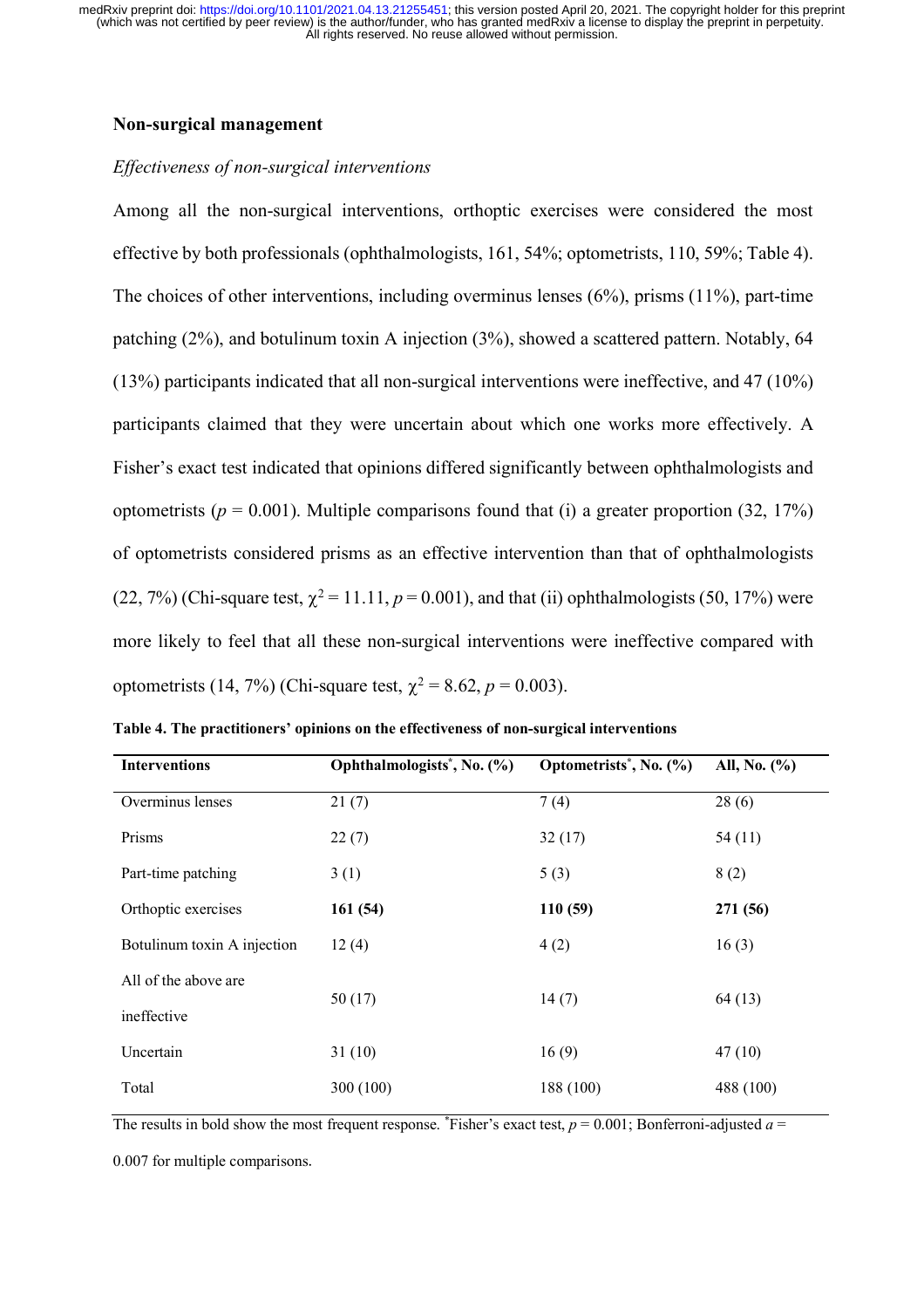## Non-surgical management

### *Effectiveness of non-surgical interventions*

Among all the non-surgical interventions, orthoptic exercises were considered the most effective by both professionals (ophthalmologists, 161, 54%; optometrists, 110, 59%; Table 4). The choices of other interventions, including overminus lenses (6%), prisms (11%), part-time patching (2%), and botulinum toxin A injection (3%), showed a scattered pattern. Notably, 64 (13%) participants indicated that all non-surgical interventions were ineffective, and 47 (10%) participants claimed that they were uncertain about which one works more effectively. A Fisher's exact test indicated that opinions differed significantly between ophthalmologists and optometrists ($p = 0.001$). Multiple comparisons found that (i) a greater proportion (32, 17%) of optometrists considered prisms as an effective intervention than that of ophthalmologists (22, 7%) (Chi-square test, $\chi^2 = 11.11$, $p = 0.001$), and that (ii) ophthalmologists (50, 17%) were more likely to feel that all these non-surgical interventions were ineffective compared with optometrists (14, 7%) (Chi-square test, $\chi^2 = 8.62$, $p = 0.003$).

**Table 4. The practitioners' opinions on the effectiveness of non-surgical interventions**

| Interventions | Ophthalmologists*, No. (%) | Optometrists*, No. (%) | All, No. (%) |
|---|---|---|---|
| Overminus lenses | 21 (7) | 7 (4) | 28 (6) |
| Prisms | 22 (7) | 32 (17) | 54 (11) |
| Part-time patching | 3 (1) | 5 (3) | 8 (2) |
| Orthoptic exercises | **161 (54)** | **110 (59)** | **271 (56)** |
| Botulinum toxin A injection | 12 (4) | 4 (2) | 16 (3) |
| All of the above are ineffective | 50 (17) | 14 (7) | 64 (13) |
| Uncertain | 31 (10) | 16 (9) | 47 (10) |
| Total | 300 (100) | 188 (100) | 488 (100) |

The results in bold show the most frequent response. *Fisher's exact test, $p = 0.001$; Bonferroni-adjusted $a = 0.007$ for multiple comparisons.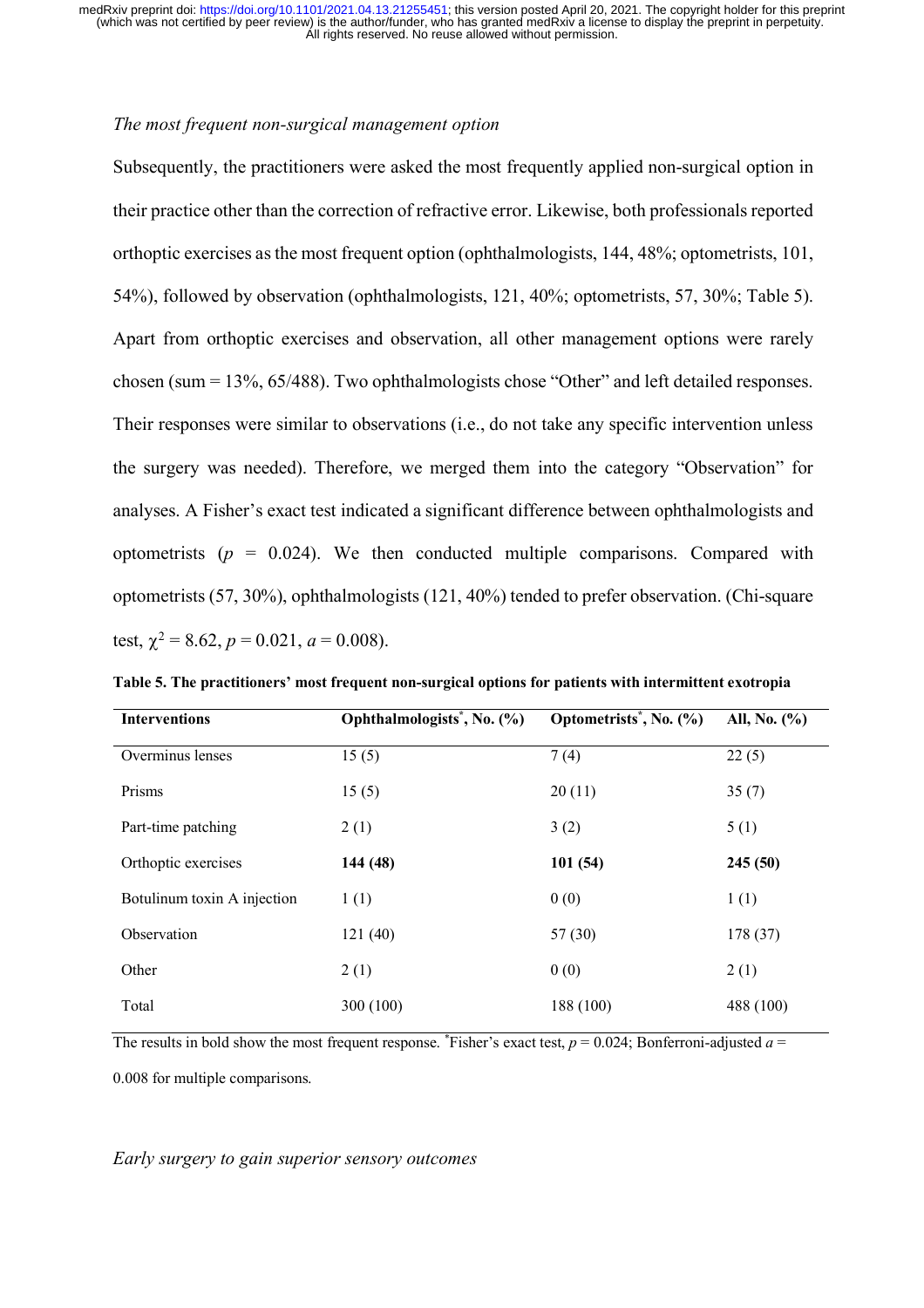*The most frequent non-surgical management option*

Subsequently, the practitioners were asked the most frequently applied non-surgical option in their practice other than the correction of refractive error. Likewise, both professionals reported orthoptic exercises as the most frequent option (ophthalmologists, 144, 48%; optometrists, 101, 54%), followed by observation (ophthalmologists, 121, 40%; optometrists, 57, 30%; Table 5). Apart from orthoptic exercises and observation, all other management options were rarely chosen (sum = 13%, 65/488). Two ophthalmologists chose "Other" and left detailed responses. Their responses were similar to observations (i.e., do not take any specific intervention unless the surgery was needed). Therefore, we merged them into the category "Observation" for analyses. A Fisher's exact test indicated a significant difference between ophthalmologists and optometrists ($p$ = 0.024). We then conducted multiple comparisons. Compared with optometrists (57, 30%), ophthalmologists (121, 40%) tended to prefer observation. (Chi-square test, $\chi^2 = 8.62$, $p = 0.021$, $a = 0.008$).

**Table 5. The practitioners' most frequent non-surgical options for patients with intermittent exotropia**

| Interventions | Ophthalmologists*, No. (%) | Optometrists*, No. (%) | All, No. (%) |
|---|---|---|---|
| Overminus lenses | 15 (5) | 7 (4) | 22 (5) |
| Prisms | 15 (5) | 20 (11) | 35 (7) |
| Part-time patching | 2 (1) | 3 (2) | 5 (1) |
| Orthoptic exercises | **144 (48)** | **101 (54)** | **245 (50)** |
| Botulinum toxin A injection | 1 (1) | 0 (0) | 1 (1) |
| Observation | 121 (40) | 57 (30) | 178 (37) |
| Other | 2 (1) | 0 (0) | 2 (1) |
| Total | 300 (100) | 188 (100) | 488 (100) |

The results in bold show the most frequent response. *Fisher's exact test, $p$ = 0.024; Bonferroni-adjusted $a$ = 0.008 for multiple comparisons.

*Early surgery to gain superior sensory outcomes*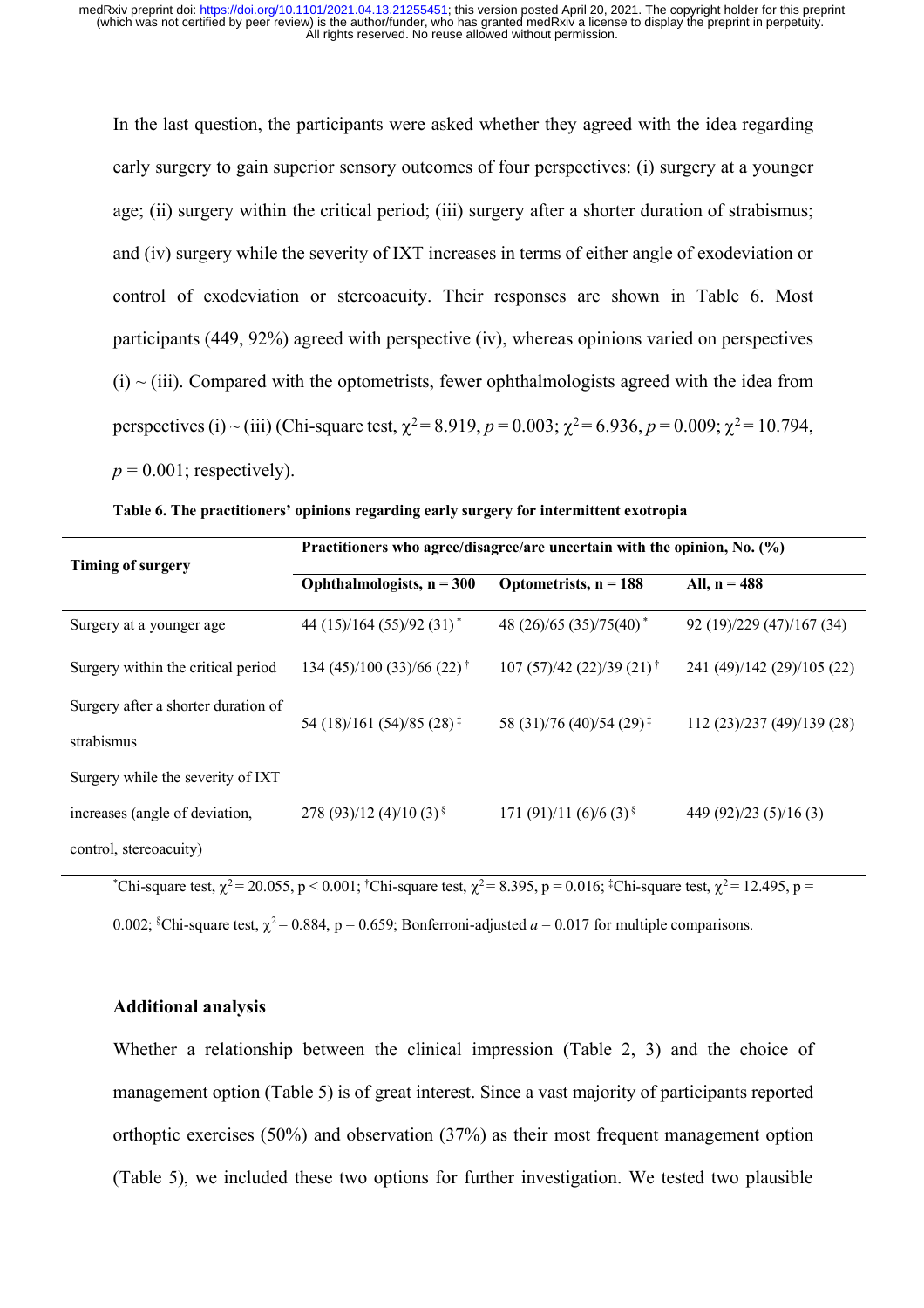In the last question, the participants were asked whether they agreed with the idea regarding early surgery to gain superior sensory outcomes of four perspectives: (i) surgery at a younger age; (ii) surgery within the critical period; (iii) surgery after a shorter duration of strabismus; and (iv) surgery while the severity of IXT increases in terms of either angle of exodeviation or control of exodeviation or stereoacuity. Their responses are shown in Table 6. Most participants (449, 92%) agreed with perspective (iv), whereas opinions varied on perspectives (i) ~ (iii). Compared with the optometrists, fewer ophthalmologists agreed with the idea from perspectives (i) ~ (iii) (Chi-square test, $\chi^2 = 8.919$, $p = 0.003$; $\chi^2 = 6.936$, $p = 0.009$; $\chi^2 = 10.794$, $p = 0.001$; respectively).

**Table 6. The practitioners' opinions regarding early surgery for intermittent exotropia**

| Timing of surgery | Practitioners who agree/disagree/are uncertain with the opinion, No. (%) | | |
|---|---|---|---|
| | Ophthalmologists, n = 300 | Optometrists, n = 188 | All, n = 488 |
| Surgery at a younger age | 44 (15)/164 (55)/92 (31) * | 48 (26)/65 (35)/75(40) * | 92 (19)/229 (47)/167 (34) |
| Surgery within the critical period | 134 (45)/100 (33)/66 (22) † | 107 (57)/42 (22)/39 (21) † | 241 (49)/142 (29)/105 (22) |
| Surgery after a shorter duration of strabismus | 54 (18)/161 (54)/85 (28) ‡ | 58 (31)/76 (40)/54 (29) ‡ | 112 (23)/237 (49)/139 (28) |
| Surgery while the severity of IXT increases (angle of deviation, control, stereoacuity) | 278 (93)/12 (4)/10 (3) § | 171 (91)/11 (6)/6 (3) § | 449 (92)/23 (5)/16 (3) |

*Chi-square test, $\chi^2 = 20.055$, $p < 0.001$; †Chi-square test, $\chi^2 = 8.395$, $p = 0.016$; ‡Chi-square test, $\chi^2 = 12.495$, $p = 0.002$; §Chi-square test, $\chi^2 = 0.884$, $p = 0.659$; Bonferroni-adjusted $a = 0.017$ for multiple comparisons.

### Additional analysis

Whether a relationship between the clinical impression (Table 2, 3) and the choice of management option (Table 5) is of great interest. Since a vast majority of participants reported orthoptic exercises (50%) and observation (37%) as their most frequent management option (Table 5), we included these two options for further investigation. We tested two plausible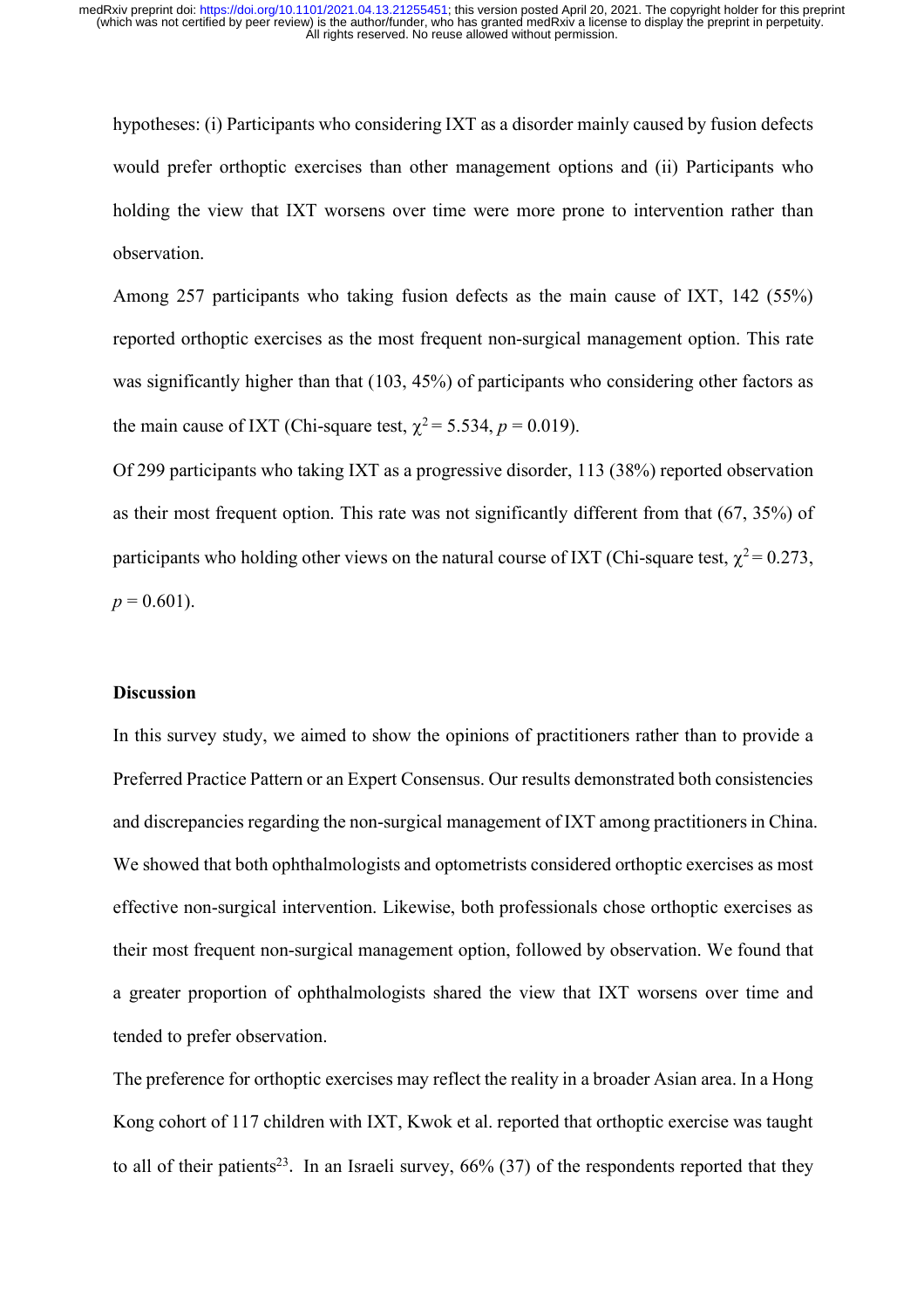hypotheses: (i) Participants who considering IXT as a disorder mainly caused by fusion defects would prefer orthoptic exercises than other management options and (ii) Participants who holding the view that IXT worsens over time were more prone to intervention rather than observation.

Among 257 participants who taking fusion defects as the main cause of IXT, 142 (55%) reported orthoptic exercises as the most frequent non-surgical management option. This rate was significantly higher than that (103, 45%) of participants who considering other factors as the main cause of IXT (Chi-square test, $\chi^2 = 5.534$, $p = 0.019$).

Of 299 participants who taking IXT as a progressive disorder, 113 (38%) reported observation as their most frequent option. This rate was not significantly different from that (67, 35%) of participants who holding other views on the natural course of IXT (Chi-square test, $\chi^2 = 0.273$, $p = 0.601$).

## Discussion

In this survey study, we aimed to show the opinions of practitioners rather than to provide a Preferred Practice Pattern or an Expert Consensus. Our results demonstrated both consistencies and discrepancies regarding the non-surgical management of IXT among practitioners in China. We showed that both ophthalmologists and optometrists considered orthoptic exercises as most effective non-surgical intervention. Likewise, both professionals chose orthoptic exercises as their most frequent non-surgical management option, followed by observation. We found that a greater proportion of ophthalmologists shared the view that IXT worsens over time and tended to prefer observation.

The preference for orthoptic exercises may reflect the reality in a broader Asian area. In a Hong Kong cohort of 117 children with IXT, Kwok et al. reported that orthoptic exercise was taught to all of their patients[23]. In an Israeli survey, 66% (37) of the respondents reported that they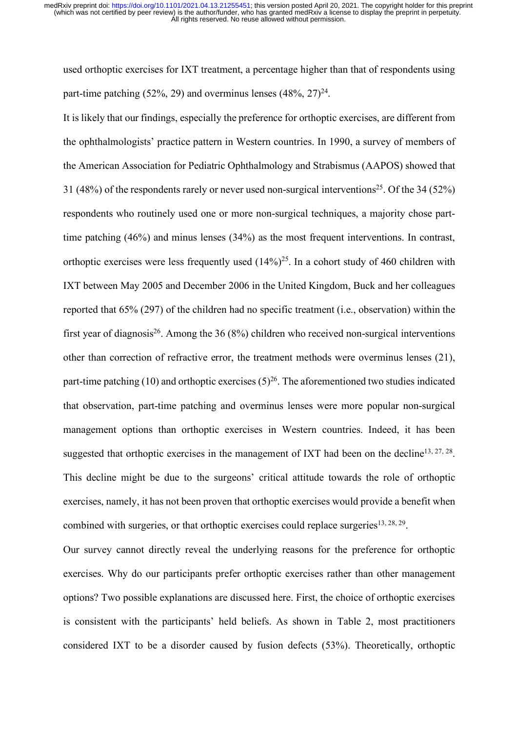used orthoptic exercises for IXT treatment, a percentage higher than that of respondents using part-time patching (52%, 29) and overminus lenses (48%, 27)[24].

It is likely that our findings, especially the preference for orthoptic exercises, are different from the ophthalmologists' practice pattern in Western countries. In 1990, a survey of members of the American Association for Pediatric Ophthalmology and Strabismus (AAPOS) showed that 31 (48%) of the respondents rarely or never used non-surgical interventions[25]. Of the 34 (52%) respondents who routinely used one or more non-surgical techniques, a majority chose part-time patching (46%) and minus lenses (34%) as the most frequent interventions. In contrast, orthoptic exercises were less frequently used (14%)[25]. In a cohort study of 460 children with IXT between May 2005 and December 2006 in the United Kingdom, Buck and her colleagues reported that 65% (297) of the children had no specific treatment (i.e., observation) within the first year of diagnosis[26]. Among the 36 (8%) children who received non-surgical interventions other than correction of refractive error, the treatment methods were overminus lenses (21), part-time patching (10) and orthoptic exercises (5)[26]. The aforementioned two studies indicated that observation, part-time patching and overminus lenses were more popular non-surgical management options than orthoptic exercises in Western countries. Indeed, it has been suggested that orthoptic exercises in the management of IXT had been on the decline[13, 27, 28]. This decline might be due to the surgeons' critical attitude towards the role of orthoptic exercises, namely, it has not been proven that orthoptic exercises would provide a benefit when combined with surgeries, or that orthoptic exercises could replace surgeries[13, 28, 29].

Our survey cannot directly reveal the underlying reasons for the preference for orthoptic exercises. Why do our participants prefer orthoptic exercises rather than other management options? Two possible explanations are discussed here. First, the choice of orthoptic exercises is consistent with the participants' held beliefs. As shown in Table 2, most practitioners considered IXT to be a disorder caused by fusion defects (53%). Theoretically, orthoptic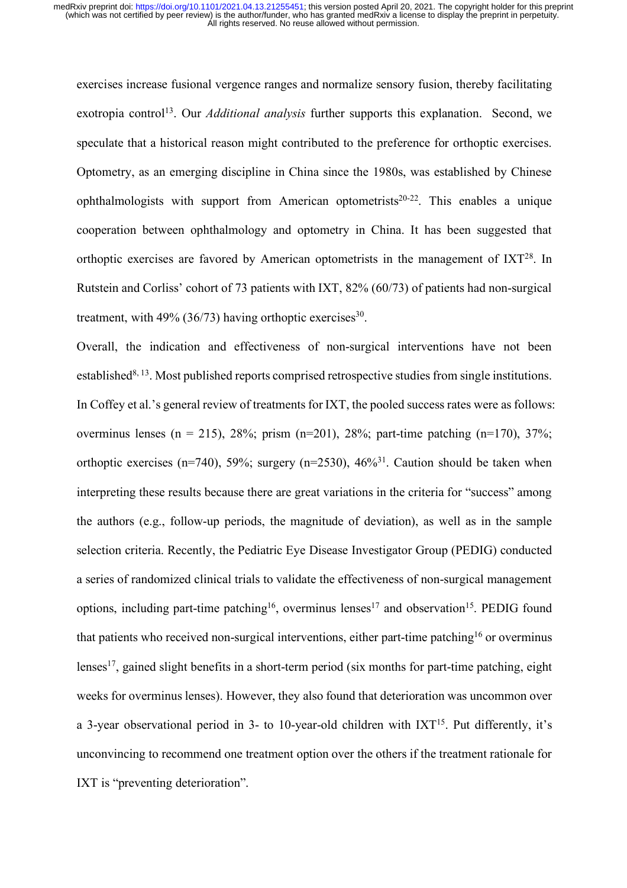exercises increase fusional vergence ranges and normalize sensory fusion, thereby facilitating exotropia control[13]. Our *Additional analysis* further supports this explanation. Second, we speculate that a historical reason might contributed to the preference for orthoptic exercises. Optometry, as an emerging discipline in China since the 1980s, was established by Chinese ophthalmologists with support from American optometrists[20-22]. This enables a unique cooperation between ophthalmology and optometry in China. It has been suggested that orthoptic exercises are favored by American optometrists in the management of IXT[28]. In Rutstein and Corliss' cohort of 73 patients with IXT, 82% (60/73) of patients had non-surgical treatment, with 49% (36/73) having orthoptic exercises[30].

Overall, the indication and effectiveness of non-surgical interventions have not been established[8, 13]. Most published reports comprised retrospective studies from single institutions. In Coffey et al.'s general review of treatments for IXT, the pooled success rates were as follows: overminus lenses (n = 215), 28%; prism (n=201), 28%; part-time patching (n=170), 37%; orthoptic exercises (n=740), 59%; surgery (n=2530), 46%[31]. Caution should be taken when interpreting these results because there are great variations in the criteria for "success" among the authors (e.g., follow-up periods, the magnitude of deviation), as well as in the sample selection criteria. Recently, the Pediatric Eye Disease Investigator Group (PEDIG) conducted a series of randomized clinical trials to validate the effectiveness of non-surgical management options, including part-time patching[16], overminus lenses[17] and observation[15]. PEDIG found that patients who received non-surgical interventions, either part-time patching[16] or overminus lenses[17], gained slight benefits in a short-term period (six months for part-time patching, eight weeks for overminus lenses). However, they also found that deterioration was uncommon over a 3-year observational period in 3- to 10-year-old children with IXT[15]. Put differently, it's unconvincing to recommend one treatment option over the others if the treatment rationale for IXT is "preventing deterioration".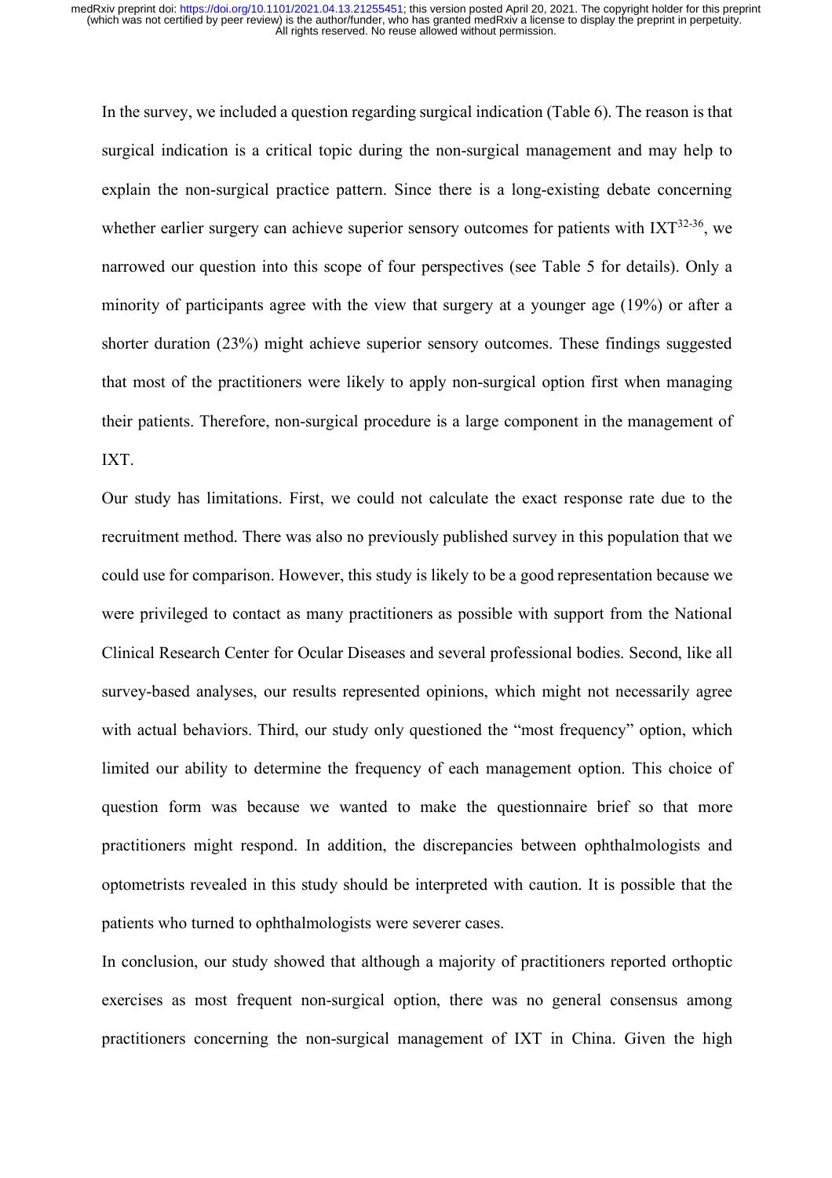In the survey, we included a question regarding surgical indication (Table 6). The reason is that surgical indication is a critical topic during the non-surgical management and may help to explain the non-surgical practice pattern. Since there is a long-existing debate concerning whether earlier surgery can achieve superior sensory outcomes for patients with IXT[32-36], we narrowed our question into this scope of four perspectives (see Table 5 for details). Only a minority of participants agree with the view that surgery at a younger age (19%) or after a shorter duration (23%) might achieve superior sensory outcomes. These findings suggested that most of the practitioners were likely to apply non-surgical option first when managing their patients. Therefore, non-surgical procedure is a large component in the management of IXT.

Our study has limitations. First, we could not calculate the exact response rate due to the recruitment method. There was also no previously published survey in this population that we could use for comparison. However, this study is likely to be a good representation because we were privileged to contact as many practitioners as possible with support from the National Clinical Research Center for Ocular Diseases and several professional bodies. Second, like all survey-based analyses, our results represented opinions, which might not necessarily agree with actual behaviors. Third, our study only questioned the "most frequency" option, which limited our ability to determine the frequency of each management option. This choice of question form was because we wanted to make the questionnaire brief so that more practitioners might respond. In addition, the discrepancies between ophthalmologists and optometrists revealed in this study should be interpreted with caution. It is possible that the patients who turned to ophthalmologists were severer cases.

In conclusion, our study showed that although a majority of practitioners reported orthoptic exercises as most frequent non-surgical option, there was no general consensus among practitioners concerning the non-surgical management of IXT in China. Given the high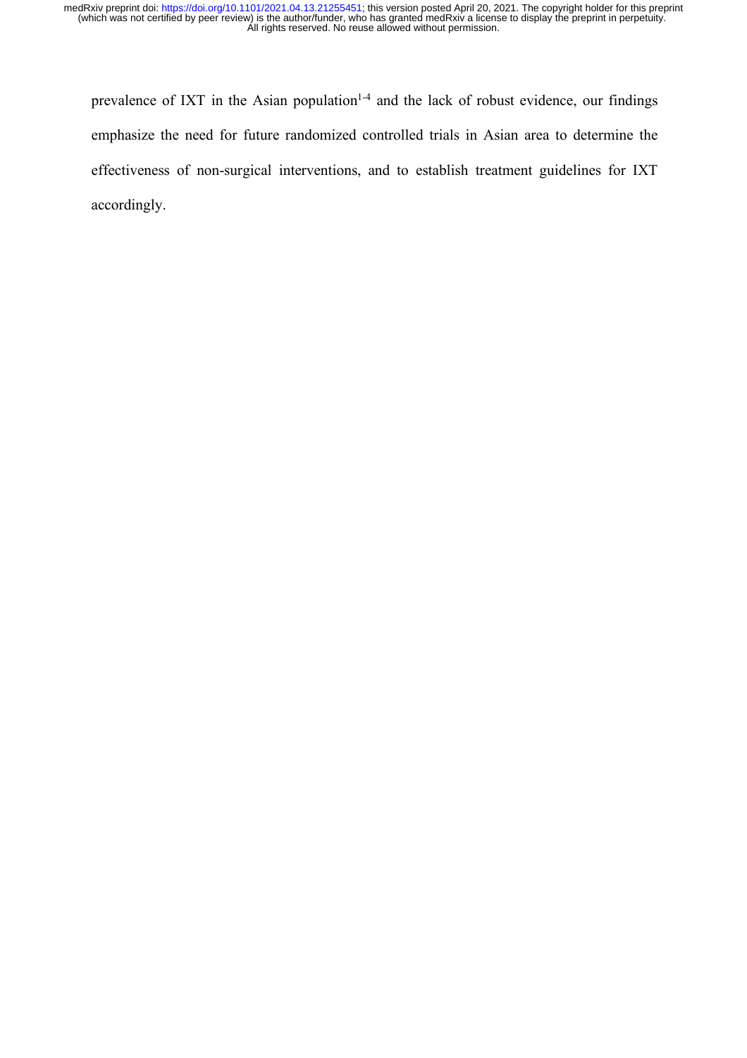prevalence of IXT in the Asian population[1-4] and the lack of robust evidence, our findings emphasize the need for future randomized controlled trials in Asian area to determine the effectiveness of non-surgical interventions, and to establish treatment guidelines for IXT accordingly.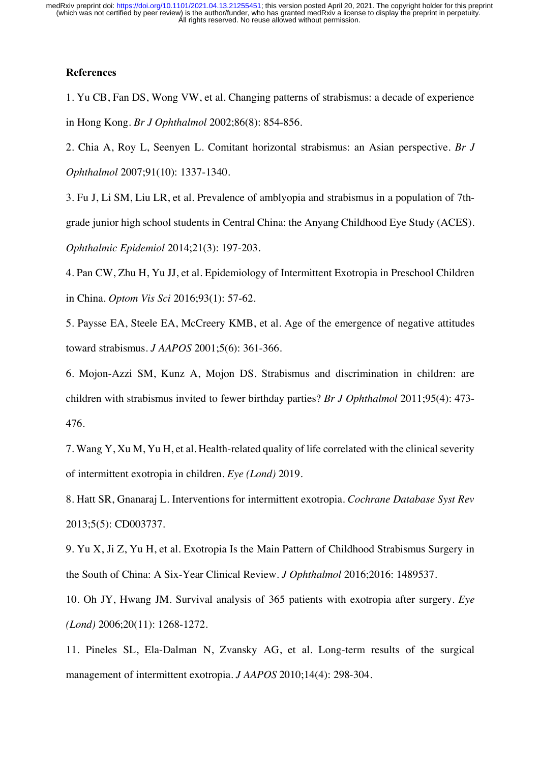**References**

1. Yu CB, Fan DS, Wong VW, et al. Changing patterns of strabismus: a decade of experience in Hong Kong. *Br J Ophthalmol* 2002;86(8): 854-856.

2. Chia A, Roy L, Seenyen L. Comitant horizontal strabismus: an Asian perspective. *Br J Ophthalmol* 2007;91(10): 1337-1340.

3. Fu J, Li SM, Liu LR, et al. Prevalence of amblyopia and strabismus in a population of 7th-grade junior high school students in Central China: the Anyang Childhood Eye Study (ACES). *Ophthalmic Epidemiol* 2014;21(3): 197-203.

4. Pan CW, Zhu H, Yu JJ, et al. Epidemiology of Intermittent Exotropia in Preschool Children in China. *Optom Vis Sci* 2016;93(1): 57-62.

5. Paysse EA, Steele EA, McCreery KMB, et al. Age of the emergence of negative attitudes toward strabismus. *J AAPOS* 2001;5(6): 361-366.

6. Mojon-Azzi SM, Kunz A, Mojon DS. Strabismus and discrimination in children: are children with strabismus invited to fewer birthday parties? *Br J Ophthalmol* 2011;95(4): 473-476.

7. Wang Y, Xu M, Yu H, et al. Health-related quality of life correlated with the clinical severity of intermittent exotropia in children. *Eye (Lond)* 2019.

8. Hatt SR, Gnanaraj L. Interventions for intermittent exotropia. *Cochrane Database Syst Rev* 2013;5(5): CD003737.

9. Yu X, Ji Z, Yu H, et al. Exotropia Is the Main Pattern of Childhood Strabismus Surgery in the South of China: A Six-Year Clinical Review. *J Ophthalmol* 2016;2016: 1489537.

10. Oh JY, Hwang JM. Survival analysis of 365 patients with exotropia after surgery. *Eye (Lond)* 2006;20(11): 1268-1272.

11. Pineles SL, Ela-Dalman N, Zvansky AG, et al. Long-term results of the surgical management of intermittent exotropia. *J AAPOS* 2010;14(4): 298-304.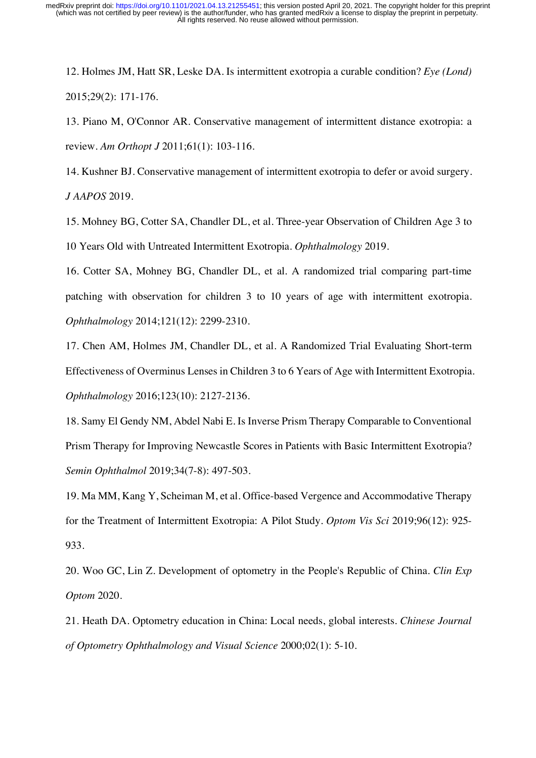12. Holmes JM, Hatt SR, Leske DA. Is intermittent exotropia a curable condition? *Eye (Lond)* 2015;29(2): 171-176.

13. Piano M, O'Connor AR. Conservative management of intermittent distance exotropia: a review. *Am Orthopt J* 2011;61(1): 103-116.

14. Kushner BJ. Conservative management of intermittent exotropia to defer or avoid surgery. *J AAPOS* 2019.

15. Mohney BG, Cotter SA, Chandler DL, et al. Three-year Observation of Children Age 3 to 10 Years Old with Untreated Intermittent Exotropia. *Ophthalmology* 2019.

16. Cotter SA, Mohney BG, Chandler DL, et al. A randomized trial comparing part-time patching with observation for children 3 to 10 years of age with intermittent exotropia. *Ophthalmology* 2014;121(12): 2299-2310.

17. Chen AM, Holmes JM, Chandler DL, et al. A Randomized Trial Evaluating Short-term Effectiveness of Overminus Lenses in Children 3 to 6 Years of Age with Intermittent Exotropia. *Ophthalmology* 2016;123(10): 2127-2136.

18. Samy El Gendy NM, Abdel Nabi E. Is Inverse Prism Therapy Comparable to Conventional Prism Therapy for Improving Newcastle Scores in Patients with Basic Intermittent Exotropia? *Semin Ophthalmol* 2019;34(7-8): 497-503.

19. Ma MM, Kang Y, Scheiman M, et al. Office-based Vergence and Accommodative Therapy for the Treatment of Intermittent Exotropia: A Pilot Study. *Optom Vis Sci* 2019;96(12): 925-933.

20. Woo GC, Lin Z. Development of optometry in the People's Republic of China. *Clin Exp Optom* 2020.

21. Heath DA. Optometry education in China: Local needs, global interests. *Chinese Journal of Optometry Ophthalmology and Visual Science* 2000;02(1): 5-10.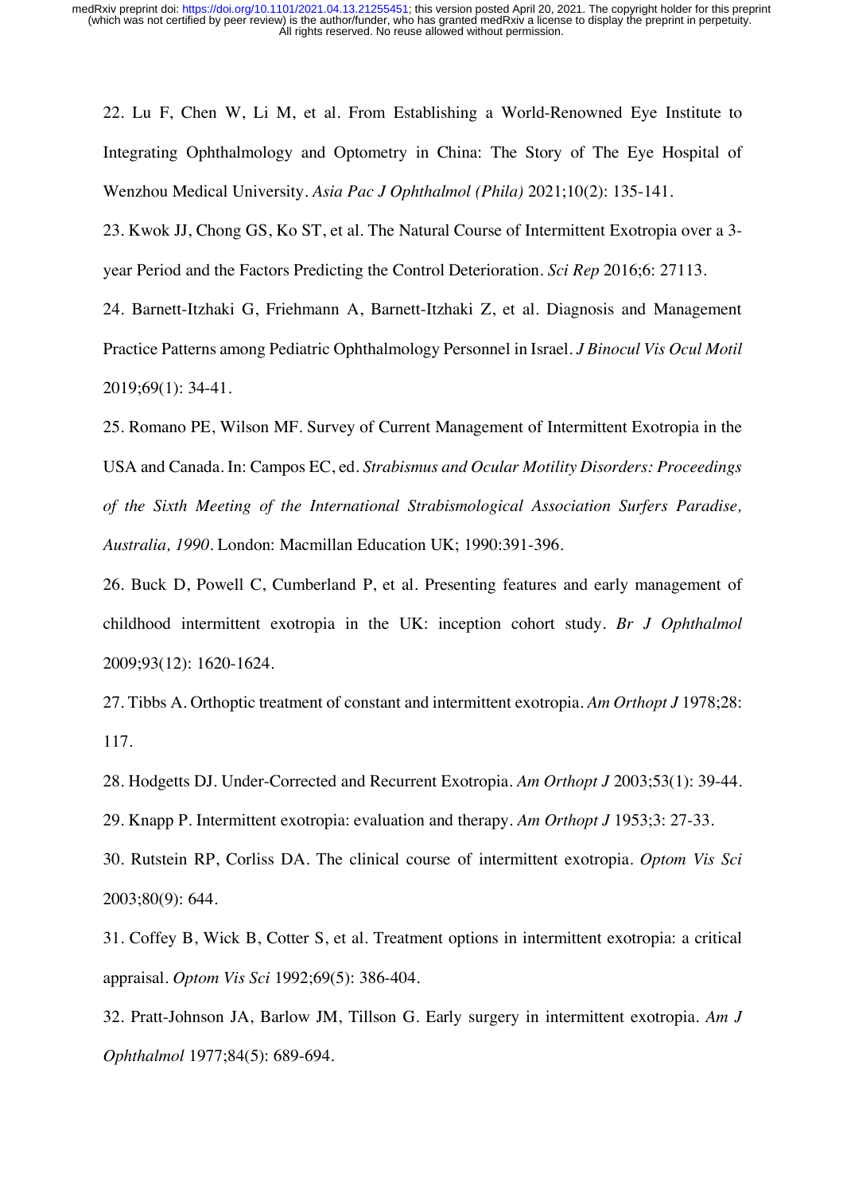22. Lu F, Chen W, Li M, et al. From Establishing a World-Renowned Eye Institute to Integrating Ophthalmology and Optometry in China: The Story of The Eye Hospital of Wenzhou Medical University. *Asia Pac J Ophthalmol (Phila)* 2021;10(2): 135-141.

23. Kwok JJ, Chong GS, Ko ST, et al. The Natural Course of Intermittent Exotropia over a 3-year Period and the Factors Predicting the Control Deterioration. *Sci Rep* 2016;6: 27113.

24. Barnett-Itzhaki G, Friehmann A, Barnett-Itzhaki Z, et al. Diagnosis and Management Practice Patterns among Pediatric Ophthalmology Personnel in Israel. *J Binocul Vis Ocul Motil* 2019;69(1): 34-41.

25. Romano PE, Wilson MF. Survey of Current Management of Intermittent Exotropia in the USA and Canada. In: Campos EC, ed. *Strabismus and Ocular Motility Disorders: Proceedings of the Sixth Meeting of the International Strabismological Association Surfers Paradise, Australia, 1990*. London: Macmillan Education UK; 1990:391-396.

26. Buck D, Powell C, Cumberland P, et al. Presenting features and early management of childhood intermittent exotropia in the UK: inception cohort study. *Br J Ophthalmol* 2009;93(12): 1620-1624.

27. Tibbs A. Orthoptic treatment of constant and intermittent exotropia. *Am Orthopt J* 1978;28: 117.

28. Hodgetts DJ. Under-Corrected and Recurrent Exotropia. *Am Orthopt J* 2003;53(1): 39-44.

29. Knapp P. Intermittent exotropia: evaluation and therapy. *Am Orthopt J* 1953;3: 27-33.

30. Rutstein RP, Corliss DA. The clinical course of intermittent exotropia. *Optom Vis Sci* 2003;80(9): 644.

31. Coffey B, Wick B, Cotter S, et al. Treatment options in intermittent exotropia: a critical appraisal. *Optom Vis Sci* 1992;69(5): 386-404.

32. Pratt-Johnson JA, Barlow JM, Tillson G. Early surgery in intermittent exotropia. *Am J Ophthalmol* 1977;84(5): 689-694.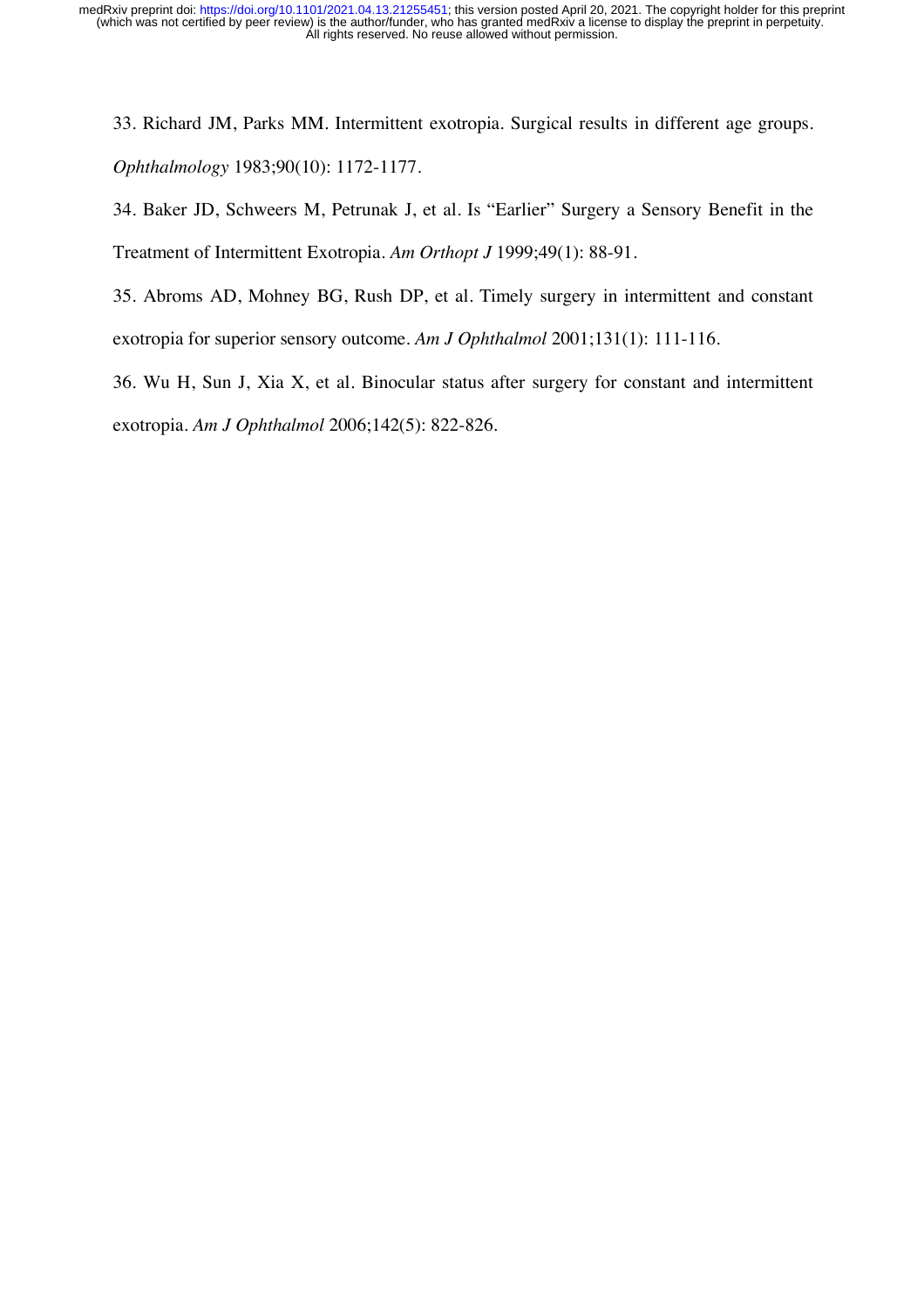33. Richard JM, Parks MM. Intermittent exotropia. Surgical results in different age groups. *Ophthalmology* 1983;90(10): 1172-1177.

34. Baker JD, Schweers M, Petrunak J, et al. Is "Earlier" Surgery a Sensory Benefit in the Treatment of Intermittent Exotropia. *Am Orthopt J* 1999;49(1): 88-91.

35. Abroms AD, Mohney BG, Rush DP, et al. Timely surgery in intermittent and constant exotropia for superior sensory outcome. *Am J Ophthalmol* 2001;131(1): 111-116.

36. Wu H, Sun J, Xia X, et al. Binocular status after surgery for constant and intermittent exotropia. *Am J Ophthalmol* 2006;142(5): 822-826.